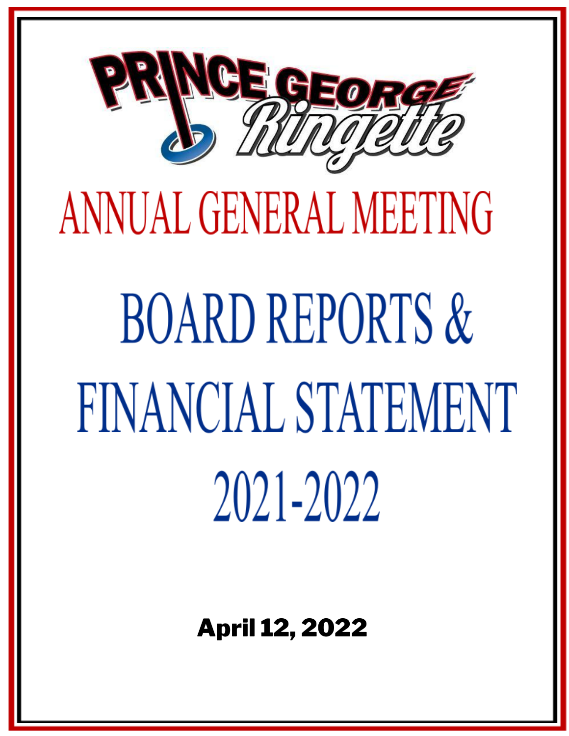# PRINCE GEORGE Ringette

# ANNUAL GENERAL MEETING

# BOARD REPORTS & FINANCIAL STATEMENT 2021-2022

**April 12, 2022**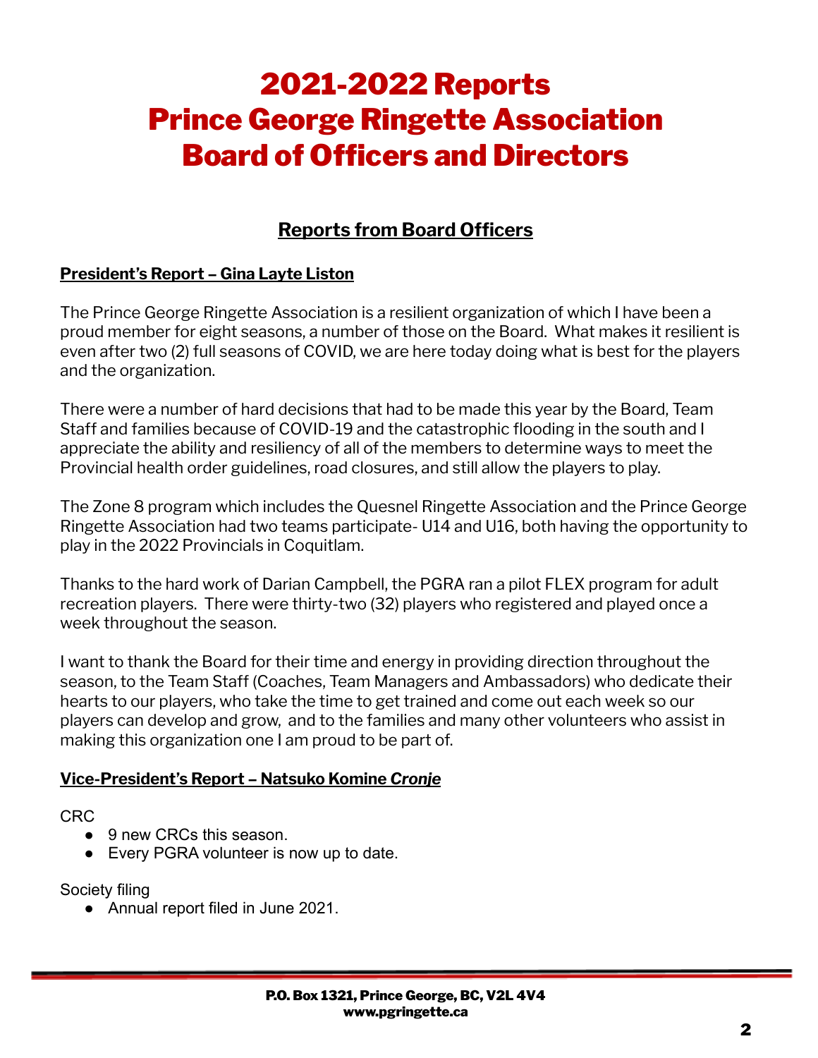# 2021-2022 Reports
# Prince George Ringette Association
# Board of Officers and Directors

## Reports from Board Officers

### President's Report – Gina Layte Liston

The Prince George Ringette Association is a resilient organization of which I have been a proud member for eight seasons, a number of those on the Board. What makes it resilient is even after two (2) full seasons of COVID, we are here today doing what is best for the players and the organization.

There were a number of hard decisions that had to be made this year by the Board, Team Staff and families because of COVID-19 and the catastrophic flooding in the south and I appreciate the ability and resiliency of all of the members to determine ways to meet the Provincial health order guidelines, road closures, and still allow the players to play.

The Zone 8 program which includes the Quesnel Ringette Association and the Prince George Ringette Association had two teams participate- U14 and U16, both having the opportunity to play in the 2022 Provincials in Coquitlam.

Thanks to the hard work of Darian Campbell, the PGRA ran a pilot FLEX program for adult recreation players. There were thirty-two (32) players who registered and played once a week throughout the season.

I want to thank the Board for their time and energy in providing direction throughout the season, to the Team Staff (Coaches, Team Managers and Ambassadors) who dedicate their hearts to our players, who take the time to get trained and come out each week so our players can develop and grow, and to the families and many other volunteers who assist in making this organization one I am proud to be part of.

### Vice-President's Report – Natsuko Komine *Cronje*

CRC

- 9 new CRCs this season.
- Every PGRA volunteer is now up to date.

Society filing

- Annual report filed in June 2021.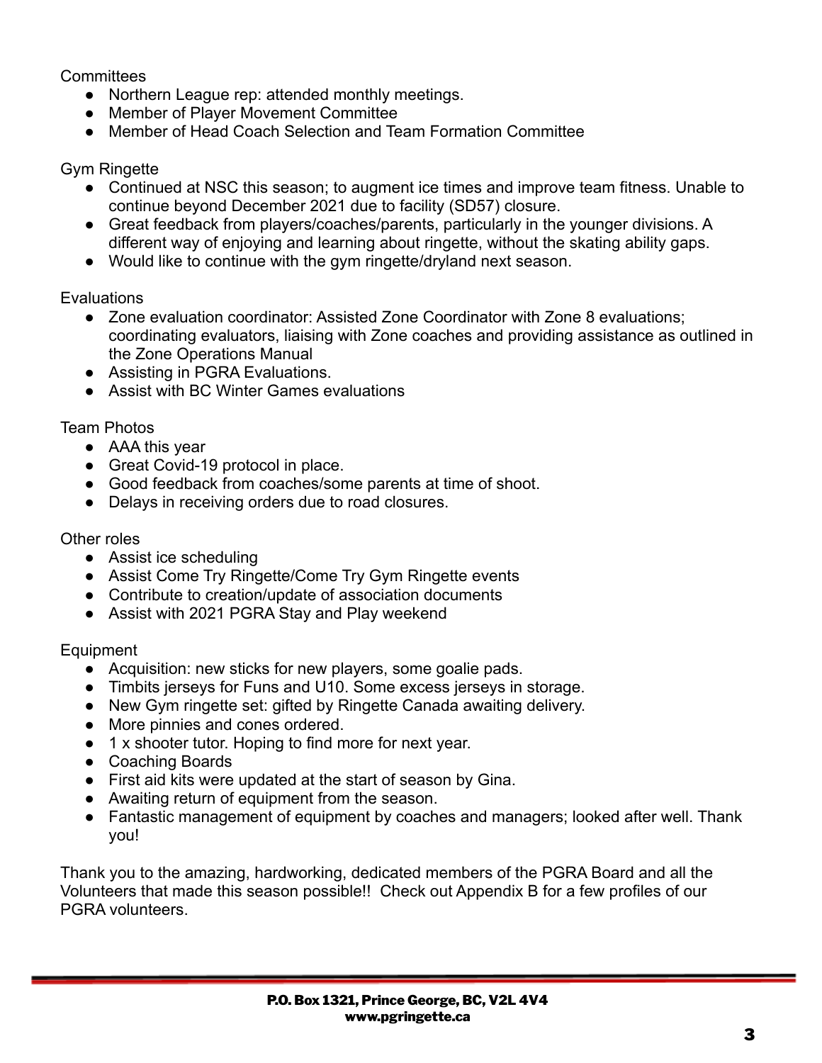Committees

- Northern League rep: attended monthly meetings.
- Member of Player Movement Committee
- Member of Head Coach Selection and Team Formation Committee

Gym Ringette

- Continued at NSC this season; to augment ice times and improve team fitness. Unable to continue beyond December 2021 due to facility (SD57) closure.
- Great feedback from players/coaches/parents, particularly in the younger divisions. A different way of enjoying and learning about ringette, without the skating ability gaps.
- Would like to continue with the gym ringette/dryland next season.

Evaluations

- Zone evaluation coordinator: Assisted Zone Coordinator with Zone 8 evaluations; coordinating evaluators, liaising with Zone coaches and providing assistance as outlined in the Zone Operations Manual
- Assisting in PGRA Evaluations.
- Assist with BC Winter Games evaluations

Team Photos

- AAA this year
- Great Covid-19 protocol in place.
- Good feedback from coaches/some parents at time of shoot.
- Delays in receiving orders due to road closures.

Other roles

- Assist ice scheduling
- Assist Come Try Ringette/Come Try Gym Ringette events
- Contribute to creation/update of association documents
- Assist with 2021 PGRA Stay and Play weekend

Equipment

- Acquisition: new sticks for new players, some goalie pads.
- Timbits jerseys for Funs and U10. Some excess jerseys in storage.
- New Gym ringette set: gifted by Ringette Canada awaiting delivery.
- More pinnies and cones ordered.
- 1 x shooter tutor. Hoping to find more for next year.
- Coaching Boards
- First aid kits were updated at the start of season by Gina.
- Awaiting return of equipment from the season.
- Fantastic management of equipment by coaches and managers; looked after well. Thank you!

Thank you to the amazing, hardworking, dedicated members of the PGRA Board and all the Volunteers that made this season possible!! Check out Appendix B for a few profiles of our PGRA volunteers.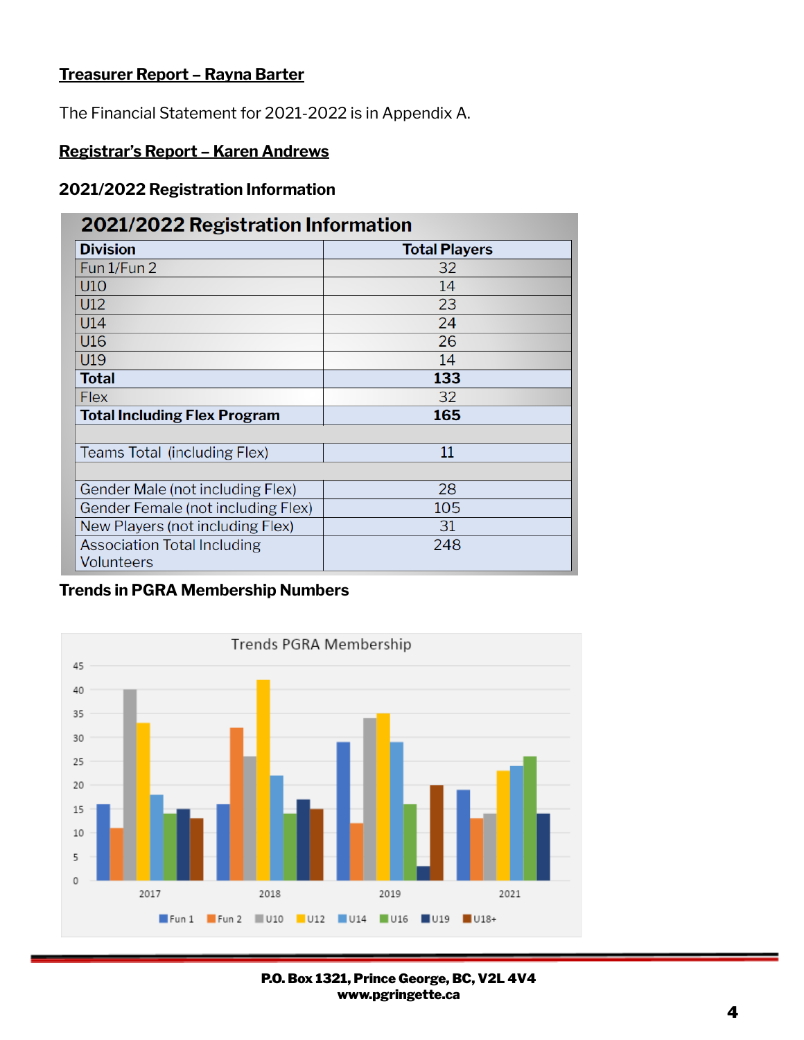**Treasurer Report – Rayna Barter**

The Financial Statement for 2021-2022 is in Appendix A.

**Registrar's Report – Karen Andrews**

### 2021/2022 Registration Information

| Division | Total Players |
|---|---|
| Fun 1/Fun 2 | 32 |
| U10 | 14 |
| U12 | 23 |
| U14 | 24 |
| U16 | 26 |
| U19 | 14 |
| **Total** | **133** |
| Flex | 32 |
| **Total Including Flex Program** | **165** |
| | |
| Teams Total (including Flex) | 11 |
| | |
| Gender Male (not including Flex) | 28 |
| Gender Female (not including Flex) | 105 |
| New Players (not including Flex) | 31 |
| Association Total Including Volunteers | 248 |

### Trends in PGRA Membership Numbers

Trends PGRA Membership

| Year | Fun 1 | Fun 2 | U10 | U12 | U14 | U16 | U19 | U18+ |
|---|---|---|---|---|---|---|---|---|
| 2017 | 16 | 11 | 40 | 33 | 18 | 14 | 15 | 13 |
| 2018 | 16 | 32 | 26 | 42 | 22 | 14 | 17 | 15 |
| 2019 | 29 | 12 | 34 | 35 | 29 | 16 | 3 | 20 |
| 2021 | 19 | 13 | 14 | 23 | 24 | 26 | 14 | |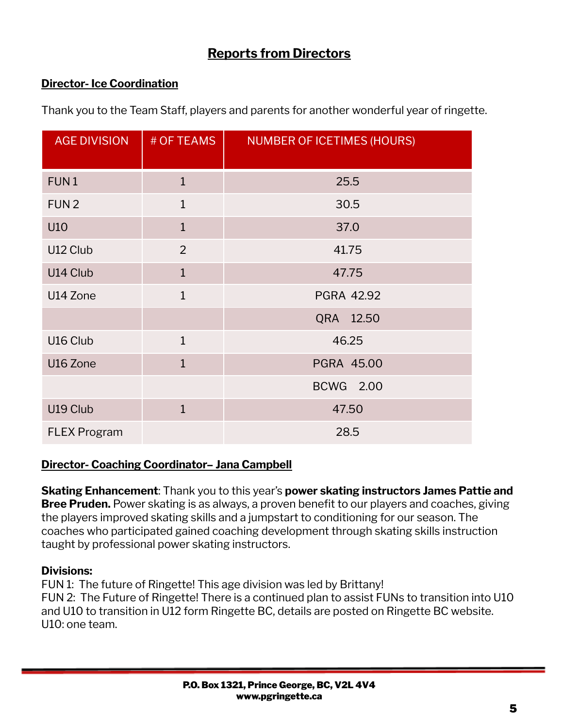## Reports from Directors

### Director- Ice Coordination

Thank you to the Team Staff, players and parents for another wonderful year of ringette.

| AGE DIVISION | # OF TEAMS | NUMBER OF ICETIMES (HOURS) |
|---|---|---|
| FUN 1 | 1 | 25.5 |
| FUN 2 | 1 | 30.5 |
| U10 | 1 | 37.0 |
| U12 Club | 2 | 41.75 |
| U14 Club | 1 | 47.75 |
| U14 Zone | 1 | PGRA 42.92 |
| | | QRA 12.50 |
| U16 Club | 1 | 46.25 |
| U16 Zone | 1 | PGRA 45.00 |
| | | BCWG 2.00 |
| U19 Club | 1 | 47.50 |
| FLEX Program | | 28.5 |

### Director- Coaching Coordinator– Jana Campbell

**Skating Enhancement**: Thank you to this year's **power skating instructors James Pattie and Bree Pruden.** Power skating is as always, a proven benefit to our players and coaches, giving the players improved skating skills and a jumpstart to conditioning for our season. The coaches who participated gained coaching development through skating skills instruction taught by professional power skating instructors.

**Divisions:**
FUN 1: The future of Ringette! This age division was led by Brittany!
FUN 2: The Future of Ringette! There is a continued plan to assist FUNs to transition into U10 and U10 to transition in U12 form Ringette BC, details are posted on Ringette BC website.
U10: one team.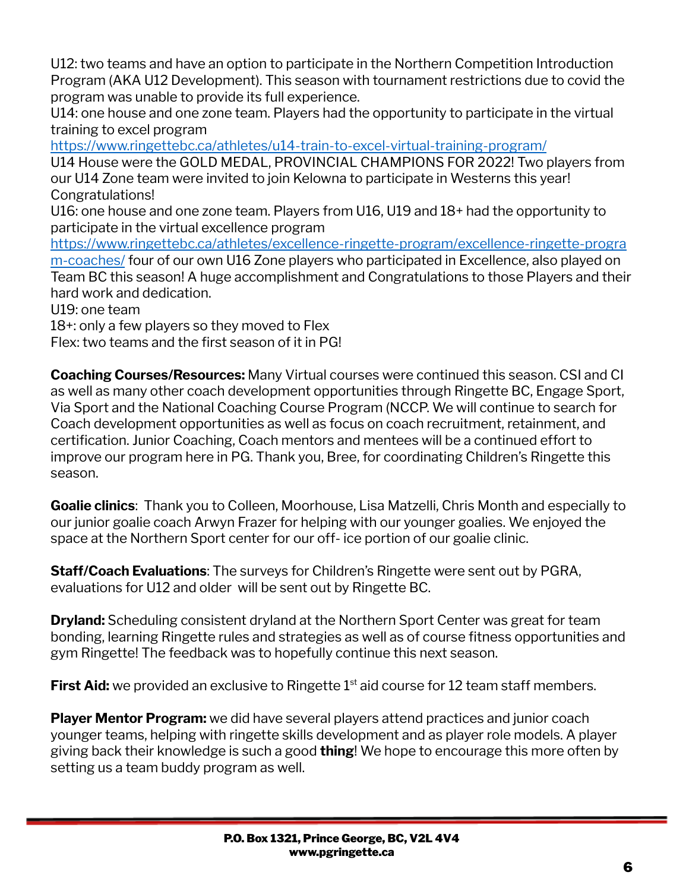U12: two teams and have an option to participate in the Northern Competition Introduction Program (AKA U12 Development). This season with tournament restrictions due to covid the program was unable to provide its full experience.
U14: one house and one zone team. Players had the opportunity to participate in the virtual training to excel program
https://www.ringettebc.ca/athletes/u14-train-to-excel-virtual-training-program/
U14 House were the GOLD MEDAL, PROVINCIAL CHAMPIONS FOR 2022! Two players from our U14 Zone team were invited to join Kelowna to participate in Westerns this year! Congratulations!
U16: one house and one zone team. Players from U16, U19 and 18+ had the opportunity to participate in the virtual excellence program
https://www.ringettebc.ca/athletes/excellence-ringette-program/excellence-ringette-program-coaches/ four of our own U16 Zone players who participated in Excellence, also played on Team BC this season! A huge accomplishment and Congratulations to those Players and their hard work and dedication.
U19: one team
18+: only a few players so they moved to Flex
Flex: two teams and the first season of it in PG!

**Coaching Courses/Resources:** Many Virtual courses were continued this season. CSI and CI as well as many other coach development opportunities through Ringette BC, Engage Sport, Via Sport and the National Coaching Course Program (NCCP. We will continue to search for Coach development opportunities as well as focus on coach recruitment, retainment, and certification. Junior Coaching, Coach mentors and mentees will be a continued effort to improve our program here in PG. Thank you, Bree, for coordinating Children's Ringette this season.

**Goalie clinics**: Thank you to Colleen, Moorhouse, Lisa Matzelli, Chris Month and especially to our junior goalie coach Arwyn Frazer for helping with our younger goalies. We enjoyed the space at the Northern Sport center for our off- ice portion of our goalie clinic.

**Staff/Coach Evaluations**: The surveys for Children's Ringette were sent out by PGRA, evaluations for U12 and older will be sent out by Ringette BC.

**Dryland:** Scheduling consistent dryland at the Northern Sport Center was great for team bonding, learning Ringette rules and strategies as well as of course fitness opportunities and gym Ringette! The feedback was to hopefully continue this next season.

**First Aid:** we provided an exclusive to Ringette 1st aid course for 12 team staff members.

**Player Mentor Program:** we did have several players attend practices and junior coach younger teams, helping with ringette skills development and as player role models. A player giving back their knowledge is such a good **thing**! We hope to encourage this more often by setting us a team buddy program as well.

P.O. Box 1321, Prince George, BC, V2L 4V4
www.pgringette.ca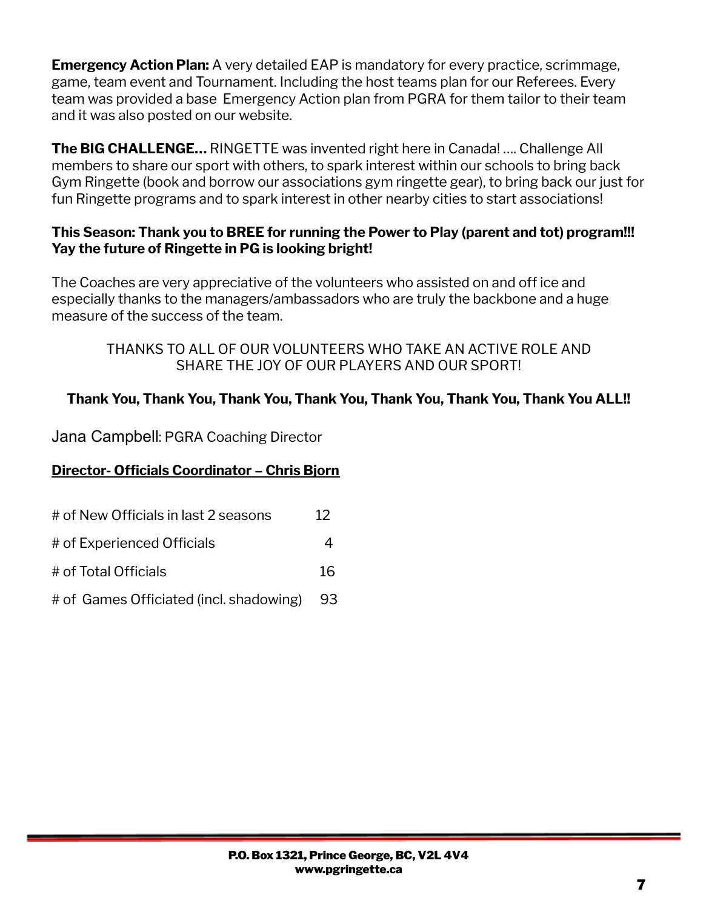**Emergency Action Plan:** A very detailed EAP is mandatory for every practice, scrimmage, game, team event and Tournament. Including the host teams plan for our Referees. Every team was provided a base Emergency Action plan from PGRA for them tailor to their team and it was also posted on our website.

**The BIG CHALLENGE…** RINGETTE was invented right here in Canada! …. Challenge All members to share our sport with others, to spark interest within our schools to bring back Gym Ringette (book and borrow our associations gym ringette gear), to bring back our just for fun Ringette programs and to spark interest in other nearby cities to start associations!

**This Season: Thank you to BREE for running the Power to Play (parent and tot) program!!! Yay the future of Ringette in PG is looking bright!**

The Coaches are very appreciative of the volunteers who assisted on and off ice and especially thanks to the managers/ambassadors who are truly the backbone and a huge measure of the success of the team.

THANKS TO ALL OF OUR VOLUNTEERS WHO TAKE AN ACTIVE ROLE AND SHARE THE JOY OF OUR PLAYERS AND OUR SPORT!

**Thank You, Thank You, Thank You, Thank You, Thank You, Thank You, Thank You ALL!!**

Jana Campbell: PGRA Coaching Director

**Director- Officials Coordinator – Chris Bjorn**

| | |
|---|---|
| # of New Officials in last 2 seasons | 12 |
| # of Experienced Officials | 4 |
| # of Total Officials | 16 |
| # of Games Officiated (incl. shadowing) | 93 |

P.O. Box 1321, Prince George, BC, V2L 4V4
www.pgringette.ca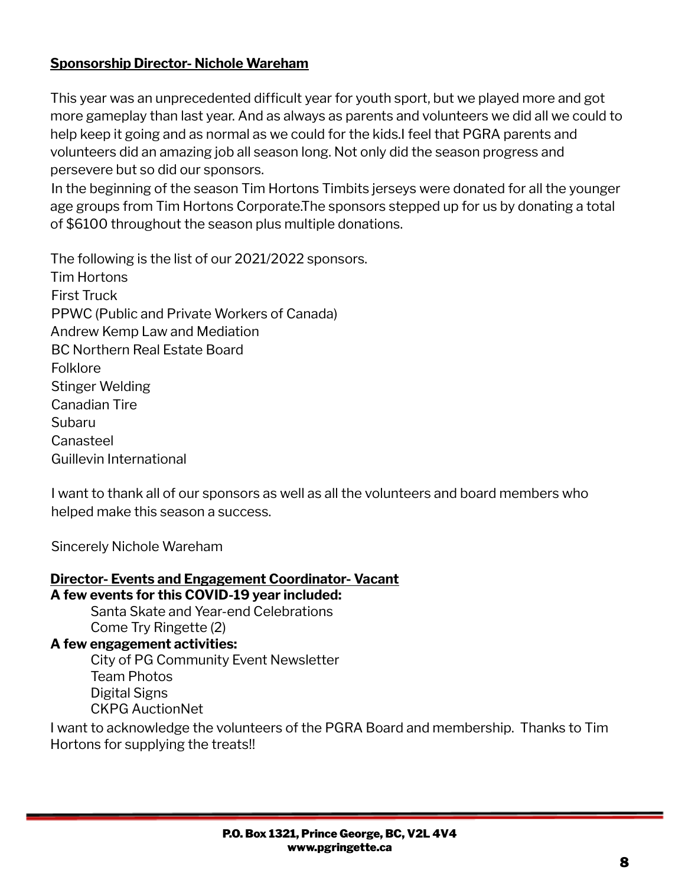**Sponsorship Director- Nichole Wareham**

This year was an unprecedented difficult year for youth sport, but we played more and got more gameplay than last year. And as always as parents and volunteers we did all we could to help keep it going and as normal as we could for the kids.I feel that PGRA parents and volunteers did an amazing job all season long. Not only did the season progress and persevere but so did our sponsors.

In the beginning of the season Tim Hortons Timbits jerseys were donated for all the younger age groups from Tim Hortons Corporate.The sponsors stepped up for us by donating a total of $6100 throughout the season plus multiple donations.

The following is the list of our 2021/2022 sponsors.

Tim Hortons
First Truck
PPWC (Public and Private Workers of Canada)
Andrew Kemp Law and Mediation
BC Northern Real Estate Board
Folklore
Stinger Welding
Canadian Tire
Subaru
Canasteel
Guillevin International

I want to thank all of our sponsors as well as all the volunteers and board members who helped make this season a success.

Sincerely Nichole Wareham

**Director- Events and Engagement Coordinator- Vacant**

**A few events for this COVID-19 year included:**

- Santa Skate and Year-end Celebrations
- Come Try Ringette (2)

**A few engagement activities:**

- City of PG Community Event Newsletter
- Team Photos
- Digital Signs
- CKPG AuctionNet

I want to acknowledge the volunteers of the PGRA Board and membership. Thanks to Tim Hortons for supplying the treats!!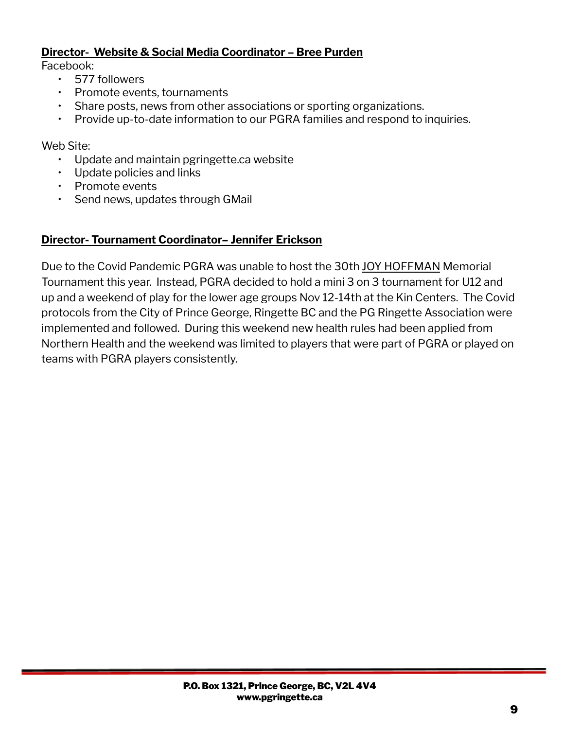**<u>Director- Website & Social Media Coordinator – Bree Purden</u>**

Facebook:

- 577 followers
- Promote events, tournaments
- Share posts, news from other associations or sporting organizations.
- Provide up-to-date information to our PGRA families and respond to inquiries.

Web Site:

- Update and maintain pgringette.ca website
- Update policies and links
- Promote events
- Send news, updates through GMail

**<u>Director- Tournament Coordinator– Jennifer Erickson</u>**

Due to the Covid Pandemic PGRA was unable to host the 30th <u>JOY HOFFMAN</u> Memorial Tournament this year. Instead, PGRA decided to hold a mini 3 on 3 tournament for U12 and up and a weekend of play for the lower age groups Nov 12-14th at the Kin Centers. The Covid protocols from the City of Prince George, Ringette BC and the PG Ringette Association were implemented and followed. During this weekend new health rules had been applied from Northern Health and the weekend was limited to players that were part of PGRA or played on teams with PGRA players consistently.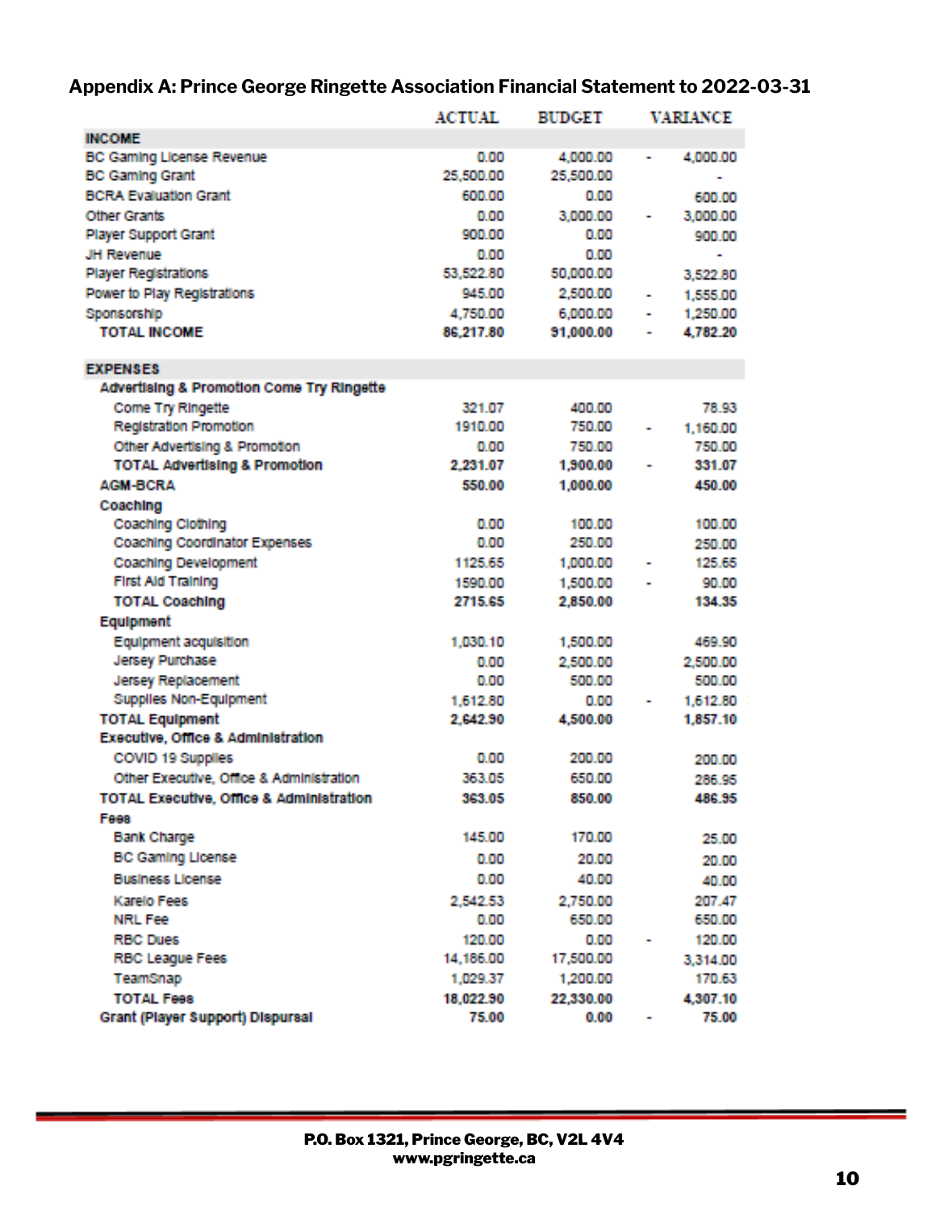## Appendix A: Prince George Ringette Association Financial Statement to 2022-03-31

| | ACTUAL | BUDGET | VARIANCE |
|---|---|---|---|
| **INCOME** | | | |
| BC Gaming License Revenue | 0.00 | 4,000.00 | - 4,000.00 |
| BC Gaming Grant | 25,500.00 | 25,500.00 | - |
| BCRA Evaluation Grant | 600.00 | 0.00 | 600.00 |
| Other Grants | 0.00 | 3,000.00 | - 3,000.00 |
| Player Support Grant | 900.00 | 0.00 | 900.00 |
| JH Revenue | 0.00 | 0.00 | - |
| Player Registrations | 53,522.80 | 50,000.00 | 3,522.80 |
| Power to Play Registrations | 945.00 | 2,500.00 | - 1,555.00 |
| Sponsorship | 4,750.00 | 6,000.00 | - 1,250.00 |
| **TOTAL INCOME** | **86,217.80** | **91,000.00** | **- 4,782.20** |
| | | | |
| **EXPENSES** | | | |
| **Advertising & Promotion Come Try Ringette** | | | |
| Come Try Ringette | 321.07 | 400.00 | 78.93 |
| Registration Promotion | 1910.00 | 750.00 | - 1,160.00 |
| Other Advertising & Promotion | 0.00 | 750.00 | 750.00 |
| **TOTAL Advertising & Promotion** | **2,231.07** | **1,900.00** | **- 331.07** |
| **AGM-BCRA** | **550.00** | **1,000.00** | **450.00** |
| **Coaching** | | | |
| Coaching Clothing | 0.00 | 100.00 | 100.00 |
| Coaching Coordinator Expenses | 0.00 | 250.00 | 250.00 |
| Coaching Development | 1125.65 | 1,000.00 | - 125.65 |
| First Aid Training | 1590.00 | 1,500.00 | - 90.00 |
| **TOTAL Coaching** | **2715.65** | **2,850.00** | **134.35** |
| **Equipment** | | | |
| Equipment acquisition | 1,030.10 | 1,500.00 | 469.90 |
| Jersey Purchase | 0.00 | 2,500.00 | 2,500.00 |
| Jersey Replacement | 0.00 | 500.00 | 500.00 |
| Supplies Non-Equipment | 1,612.80 | 0.00 | - 1,612.80 |
| **TOTAL Equipment** | **2,642.90** | **4,500.00** | **1,857.10** |
| **Executive, Office & Administration** | | | |
| COVID 19 Supplies | 0.00 | 200.00 | 200.00 |
| Other Executive, Office & Administration | 363.05 | 650.00 | 286.95 |
| **TOTAL Executive, Office & Administration** | **363.05** | **850.00** | **486.95** |
| **Fees** | | | |
| Bank Charge | 145.00 | 170.00 | 25.00 |
| BC Gaming License | 0.00 | 20.00 | 20.00 |
| Business License | 0.00 | 40.00 | 40.00 |
| Karelo Fees | 2,542.53 | 2,750.00 | 207.47 |
| NRL Fee | 0.00 | 650.00 | 650.00 |
| RBC Dues | 120.00 | 0.00 | - 120.00 |
| RBC League Fees | 14,186.00 | 17,500.00 | 3,314.00 |
| TeamSnap | 1,029.37 | 1,200.00 | 170.63 |
| **TOTAL Fees** | **18,022.90** | **22,330.00** | **4,307.10** |
| **Grant (Player Support) Dispursal** | **75.00** | **0.00** | **- 75.00** |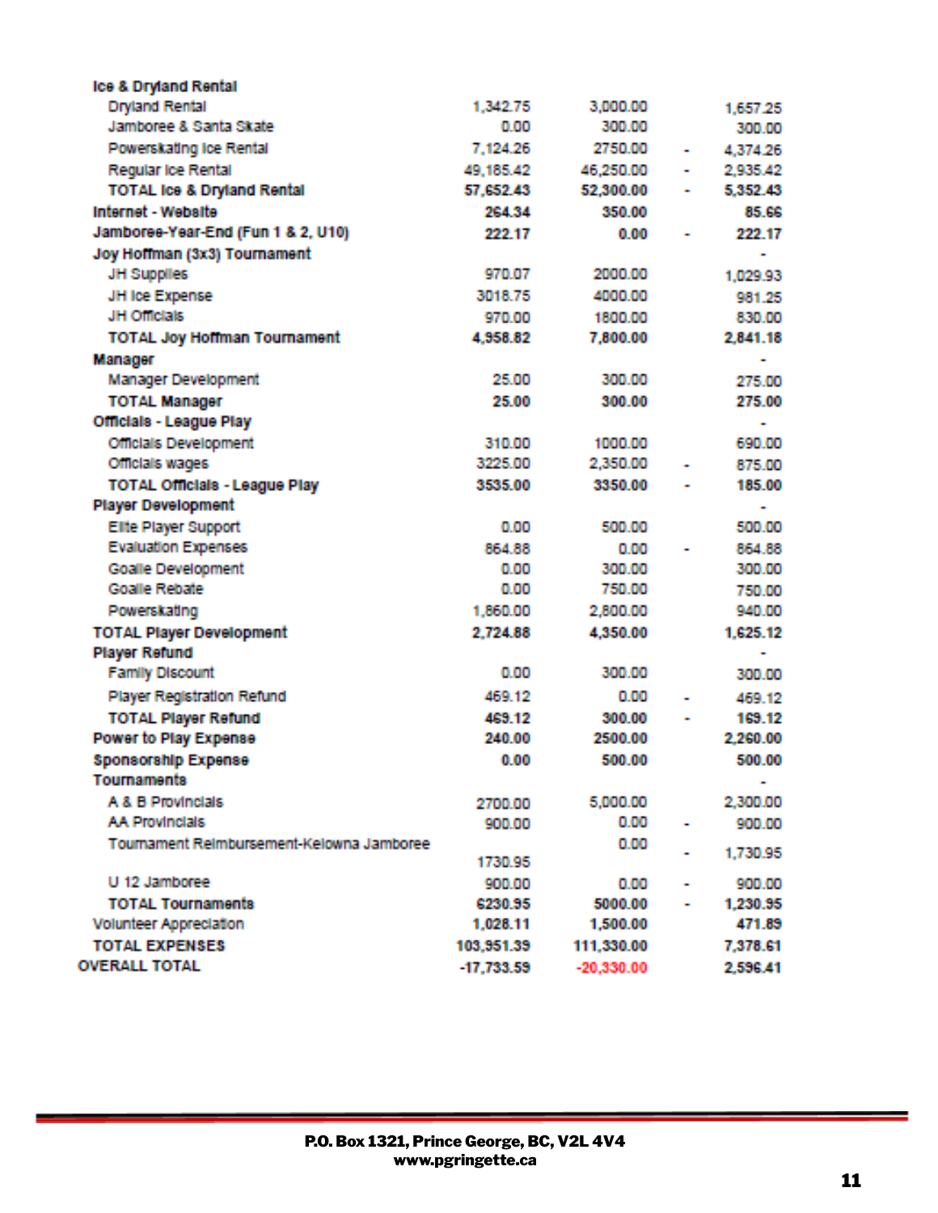| | | | | |
|---|---|---|---|---|
| **Ice & Dryland Rental** | | | | |
| Dryland Rental | 1,342.75 | 3,000.00 | | 1,657.25 |
| Jamboree & Santa Skate | 0.00 | 300.00 | | 300.00 |
| Powerskating Ice Rental | 7,124.26 | 2750.00 | - | 4,374.26 |
| Regular Ice Rental | 49,185.42 | 46,250.00 | - | 2,935.42 |
| **TOTAL Ice & Dryland Rental** | **57,652.43** | **52,300.00** | **-** | **5,352.43** |
| **Internet - Website** | **264.34** | **350.00** | | **85.66** |
| **Jamboree-Year-End (Fun 1 & 2, U10)** | **222.17** | **0.00** | **-** | **222.17** |
| **Joy Hoffman (3x3) Tournament** | | | | - |
| JH Supplies | 970.07 | 2000.00 | | 1,029.93 |
| JH Ice Expense | 3018.75 | 4000.00 | | 981.25 |
| JH Officials | 970.00 | 1800.00 | | 830.00 |
| **TOTAL Joy Hoffman Tournament** | **4,958.82** | **7,800.00** | | **2,841.18** |
| **Manager** | | | | - |
| Manager Development | 25.00 | 300.00 | | 275.00 |
| **TOTAL Manager** | **25.00** | **300.00** | | **275.00** |
| **Officials - League Play** | | | | - |
| Officials Development | 310.00 | 1000.00 | | 690.00 |
| Officials wages | 3225.00 | 2,350.00 | - | 875.00 |
| **TOTAL Officials - League Play** | **3535.00** | **3350.00** | **-** | **185.00** |
| **Player Development** | | | | - |
| Elite Player Support | 0.00 | 500.00 | | 500.00 |
| Evaluation Expenses | 864.88 | 0.00 | - | 864.88 |
| Goalie Development | 0.00 | 300.00 | | 300.00 |
| Goalie Rebate | 0.00 | 750.00 | | 750.00 |
| Powerskating | 1,860.00 | 2,800.00 | | 940.00 |
| **TOTAL Player Development** | **2,724.88** | **4,350.00** | | **1,625.12** |
| **Player Refund** | | | | - |
| Family Discount | 0.00 | 300.00 | | 300.00 |
| Player Registration Refund | 469.12 | 0.00 | - | 469.12 |
| **TOTAL Player Refund** | **469.12** | **300.00** | **-** | **169.12** |
| **Power to Play Expense** | **240.00** | **2500.00** | | **2,260.00** |
| **Sponsorship Expense** | **0.00** | **500.00** | | **500.00** |
| **Tournaments** | | | | - |
| A & B Provincials | 2700.00 | 5,000.00 | | 2,300.00 |
| AA Provincials | 900.00 | 0.00 | - | 900.00 |
| Tournament Reimbursement-Kelowna Jamboree | 1730.95 | 0.00 | - | 1,730.95 |
| U 12 Jamboree | 900.00 | 0.00 | - | 900.00 |
| **TOTAL Tournaments** | **6230.95** | **5000.00** | **-** | **1,230.95** |
| Volunteer Appreciation | 1,028.11 | 1,500.00 | | 471.89 |
| **TOTAL EXPENSES** | **103,951.39** | **111,330.00** | | **7,378.61** |
| **OVERALL TOTAL** | **-17,733.59** | **-20,330.00** | | **2,596.41** |

**P.O. Box 1321, Prince George, BC, V2L 4V4**
**www.pgringette.ca**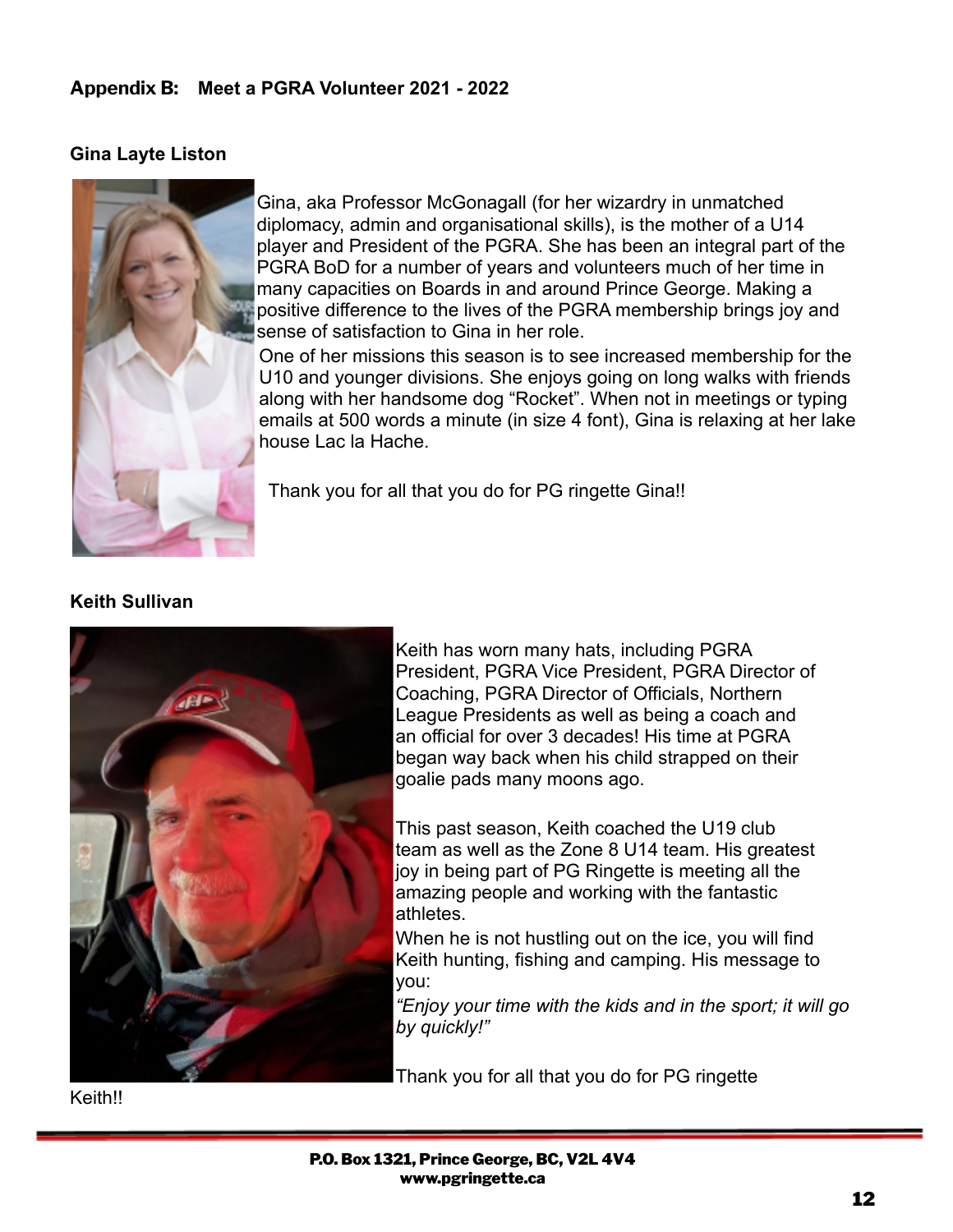## Appendix B: Meet a PGRA Volunteer 2021 - 2022

### Gina Layte Liston

Gina, aka Professor McGonagall (for her wizardry in unmatched diplomacy, admin and organisational skills), is the mother of a U14 player and President of the PGRA. She has been an integral part of the PGRA BoD for a number of years and volunteers much of her time in many capacities on Boards in and around Prince George. Making a positive difference to the lives of the PGRA membership brings joy and sense of satisfaction to Gina in her role.

One of her missions this season is to see increased membership for the U10 and younger divisions. She enjoys going on long walks with friends along with her handsome dog "Rocket". When not in meetings or typing emails at 500 words a minute (in size 4 font), Gina is relaxing at her lake house Lac la Hache.

Thank you for all that you do for PG ringette Gina!!

### Keith Sullivan

Keith has worn many hats, including PGRA President, PGRA Vice President, PGRA Director of Coaching, PGRA Director of Officials, Northern League Presidents as well as being a coach and an official for over 3 decades! His time at PGRA began way back when his child strapped on their goalie pads many moons ago.

This past season, Keith coached the U19 club team as well as the Zone 8 U14 team. His greatest joy in being part of PG Ringette is meeting all the amazing people and working with the fantastic athletes.

When he is not hustling out on the ice, you will find Keith hunting, fishing and camping. His message to you:

*"Enjoy your time with the kids and in the sport; it will go by quickly!"*

Thank you for all that you do for PG ringette Keith!!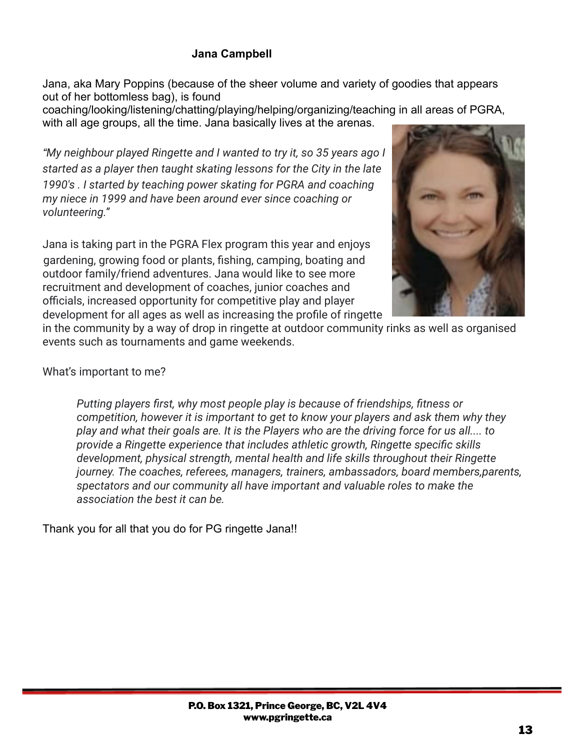**Jana Campbell**

Jana, aka Mary Poppins (because of the sheer volume and variety of goodies that appears out of her bottomless bag), is found coaching/looking/listening/chatting/playing/helping/organizing/teaching in all areas of PGRA, with all age groups, all the time. Jana basically lives at the arenas.

*"My neighbour played Ringette and I wanted to try it, so 35 years ago I started as a player then taught skating lessons for the City in the late 1990's . I started by teaching power skating for PGRA and coaching my niece in 1999 and have been around ever since coaching or volunteering."*

Jana is taking part in the PGRA Flex program this year and enjoys gardening, growing food or plants, fishing, camping, boating and outdoor family/friend adventures. Jana would like to see more recruitment and development of coaches, junior coaches and officials, increased opportunity for competitive play and player development for all ages as well as increasing the profile of ringette in the community by a way of drop in ringette at outdoor community rinks as well as organised events such as tournaments and game weekends.

What's important to me?

> *Putting players first, why most people play is because of friendships, fitness or competition, however it is important to get to know your players and ask them why they play and what their goals are. It is the Players who are the driving force for us all.... to provide a Ringette experience that includes athletic growth, Ringette specific skills development, physical strength, mental health and life skills throughout their Ringette journey. The coaches, referees, managers, trainers, ambassadors, board members,parents, spectators and our community all have important and valuable roles to make the association the best it can be.*

Thank you for all that you do for PG ringette Jana!!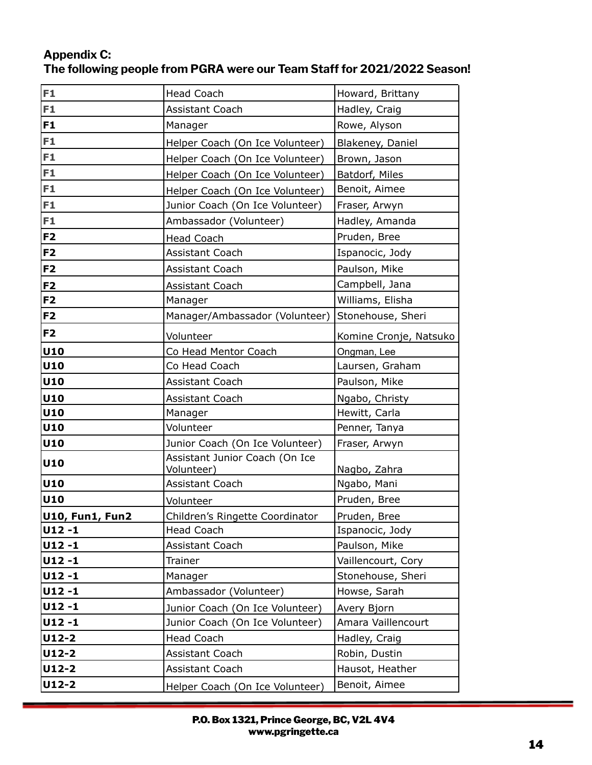**Appendix C:**
**The following people from PGRA were our Team Staff for 2021/2022 Season!**

| | | |
|---|---|---|
| **F1** | Head Coach | Howard, Brittany |
| **F1** | Assistant Coach | Hadley, Craig |
| **F1** | Manager | Rowe, Alyson |
| **F1** | Helper Coach (On Ice Volunteer) | Blakeney, Daniel |
| **F1** | Helper Coach (On Ice Volunteer) | Brown, Jason |
| **F1** | Helper Coach (On Ice Volunteer) | Batdorf, Miles |
| **F1** | Helper Coach (On Ice Volunteer) | Benoit, Aimee |
| **F1** | Junior Coach (On Ice Volunteer) | Fraser, Arwyn |
| **F1** | Ambassador (Volunteer) | Hadley, Amanda |
| **F2** | Head Coach | Pruden, Bree |
| **F2** | Assistant Coach | Ispanocic, Jody |
| **F2** | Assistant Coach | Paulson, Mike |
| **F2** | Assistant Coach | Campbell, Jana |
| **F2** | Manager | Williams, Elisha |
| **F2** | Manager/Ambassador (Volunteer) | Stonehouse, Sheri |
| **F2** | Volunteer | Komine Cronje, Natsuko |
| **U10** | Co Head Mentor Coach | Ongman, Lee |
| **U10** | Co Head Coach | Laursen, Graham |
| **U10** | Assistant Coach | Paulson, Mike |
| **U10** | Assistant Coach | Ngabo, Christy |
| **U10** | Manager | Hewitt, Carla |
| **U10** | Volunteer | Penner, Tanya |
| **U10** | Junior Coach (On Ice Volunteer) | Fraser, Arwyn |
| **U10** | Assistant Junior Coach (On Ice Volunteer) | Nagbo, Zahra |
| **U10** | Assistant Coach | Ngabo, Mani |
| **U10** | Volunteer | Pruden, Bree |
| **U10, Fun1, Fun2** | Children's Ringette Coordinator | Pruden, Bree |
| **U12 -1** | Head Coach | Ispanocic, Jody |
| **U12 -1** | Assistant Coach | Paulson, Mike |
| **U12 -1** | Trainer | Vaillencourt, Cory |
| **U12 -1** | Manager | Stonehouse, Sheri |
| **U12 -1** | Ambassador (Volunteer) | Howse, Sarah |
| **U12 -1** | Junior Coach (On Ice Volunteer) | Avery Bjorn |
| **U12 -1** | Junior Coach (On Ice Volunteer) | Amara Vaillencourt |
| **U12-2** | Head Coach | Hadley, Craig |
| **U12-2** | Assistant Coach | Robin, Dustin |
| **U12-2** | Assistant Coach | Hausot, Heather |
| **U12-2** | Helper Coach (On Ice Volunteer) | Benoit, Aimee |

**P.O. Box 1321, Prince George, BC, V2L 4V4**
**www.pgringette.ca**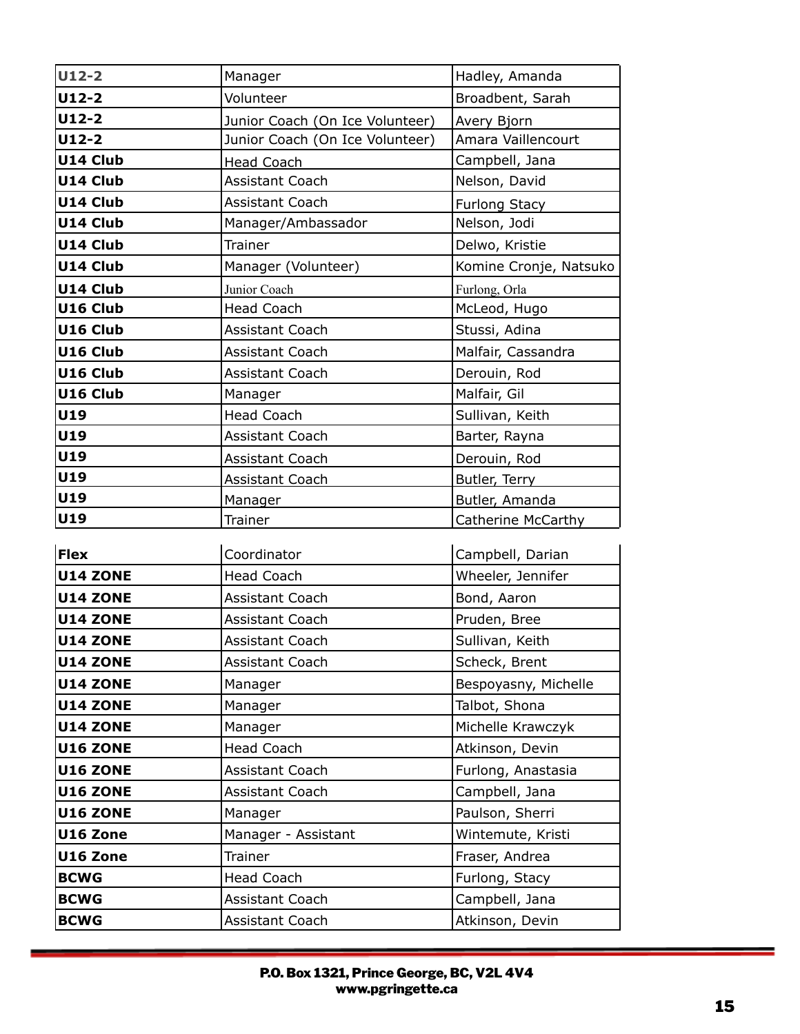| | | |
|---|---|---|
| **U12-2** | Manager | Hadley, Amanda |
| **U12-2** | Volunteer | Broadbent, Sarah |
| **U12-2** | Junior Coach (On Ice Volunteer) | Avery Bjorn |
| **U12-2** | Junior Coach (On Ice Volunteer) | Amara Vaillencourt |
| **U14 Club** | Head Coach | Campbell, Jana |
| **U14 Club** | Assistant Coach | Nelson, David |
| **U14 Club** | Assistant Coach | Furlong Stacy |
| **U14 Club** | Manager/Ambassador | Nelson, Jodi |
| **U14 Club** | Trainer | Delwo, Kristie |
| **U14 Club** | Manager (Volunteer) | Komine Cronje, Natsuko |
| **U14 Club** | Junior Coach | Furlong, Orla |
| **U16 Club** | Head Coach | McLeod, Hugo |
| **U16 Club** | Assistant Coach | Stussi, Adina |
| **U16 Club** | Assistant Coach | Malfair, Cassandra |
| **U16 Club** | Assistant Coach | Derouin, Rod |
| **U16 Club** | Manager | Malfair, Gil |
| **U19** | Head Coach | Sullivan, Keith |
| **U19** | Assistant Coach | Barter, Rayna |
| **U19** | Assistant Coach | Derouin, Rod |
| **U19** | Assistant Coach | Butler, Terry |
| **U19** | Manager | Butler, Amanda |
| **U19** | Trainer | Catherine McCarthy |

| | | |
|---|---|---|
| **Flex** | Coordinator | Campbell, Darian |
| **U14 ZONE** | Head Coach | Wheeler, Jennifer |
| **U14 ZONE** | Assistant Coach | Bond, Aaron |
| **U14 ZONE** | Assistant Coach | Pruden, Bree |
| **U14 ZONE** | Assistant Coach | Sullivan, Keith |
| **U14 ZONE** | Assistant Coach | Scheck, Brent |
| **U14 ZONE** | Manager | Bespoyasny, Michelle |
| **U14 ZONE** | Manager | Talbot, Shona |
| **U14 ZONE** | Manager | Michelle Krawczyk |
| **U16 ZONE** | Head Coach | Atkinson, Devin |
| **U16 ZONE** | Assistant Coach | Furlong, Anastasia |
| **U16 ZONE** | Assistant Coach | Campbell, Jana |
| **U16 ZONE** | Manager | Paulson, Sherri |
| **U16 Zone** | Manager - Assistant | Wintemute, Kristi |
| **U16 Zone** | Trainer | Fraser, Andrea |
| **BCWG** | Head Coach | Furlong, Stacy |
| **BCWG** | Assistant Coach | Campbell, Jana |
| **BCWG** | Assistant Coach | Atkinson, Devin |

**P.O. Box 1321, Prince George, BC, V2L 4V4**
**www.pgringette.ca**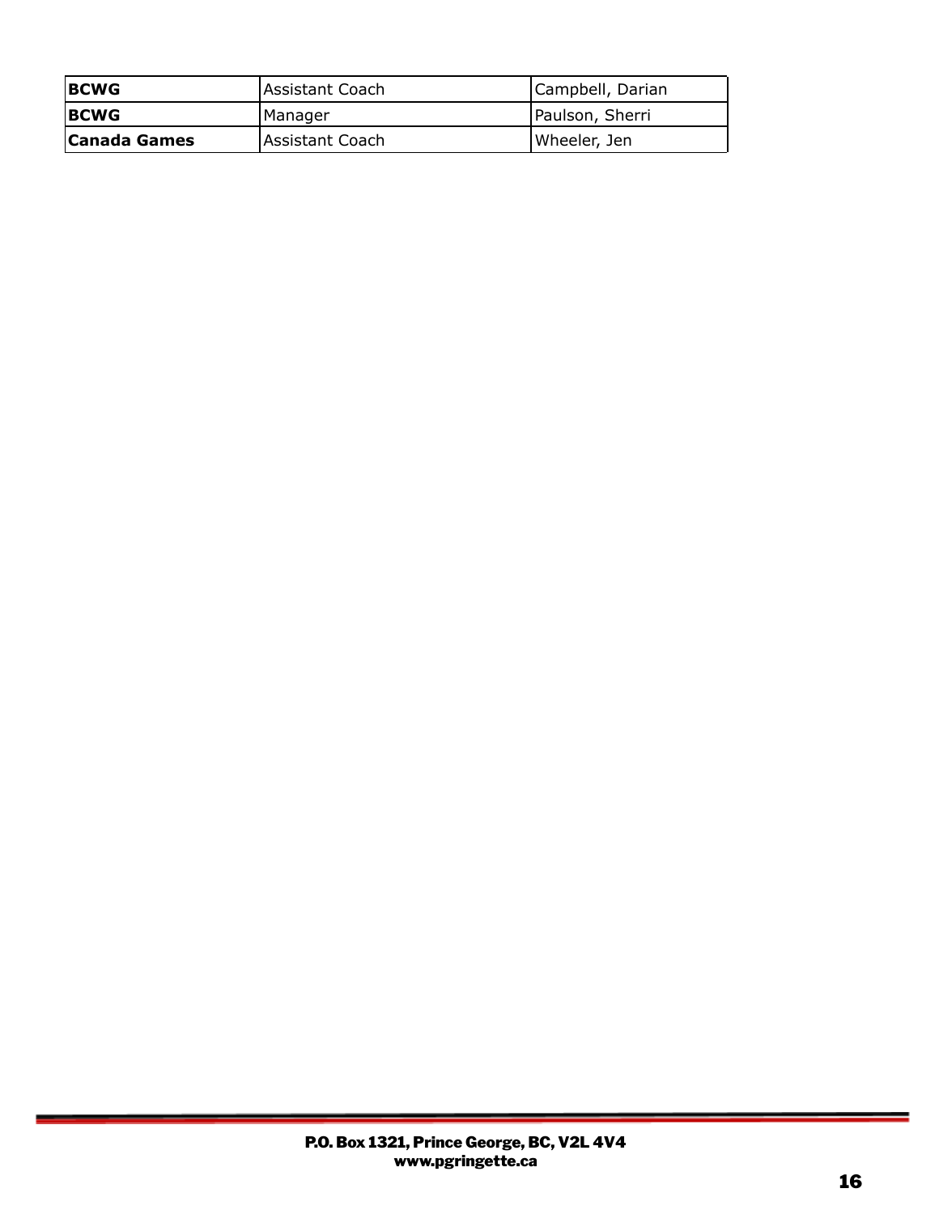| | | |
|---|---|---|
| **BCWG** | Assistant Coach | Campbell, Darian |
| **BCWG** | Manager | Paulson, Sherri |
| **Canada Games** | Assistant Coach | Wheeler, Jen |

P.O. Box 1321, Prince George, BC, V2L 4V4
www.pgringette.ca